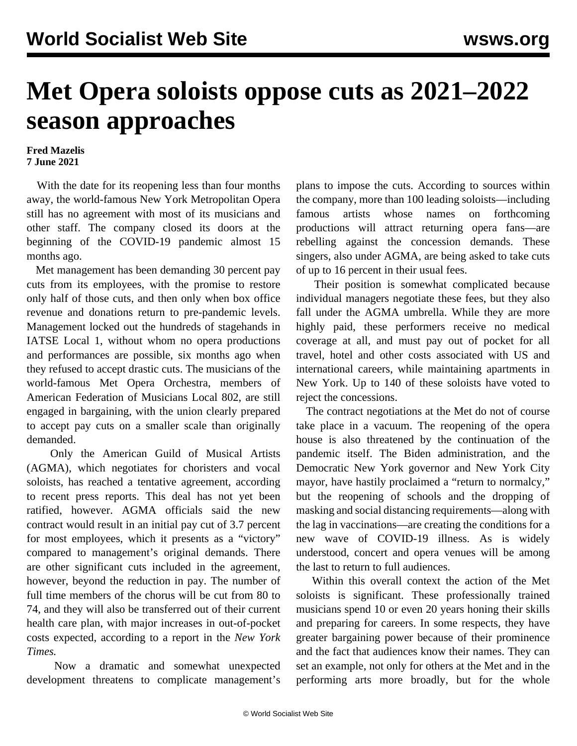# Met Opera soloists oppose cuts as 2021–2022 season approaches

**Fred Mazelis**
**7 June 2021**

With the date for its reopening less than four months away, the world-famous New York Metropolitan Opera still has no agreement with most of its musicians and other staff. The company closed its doors at the beginning of the COVID-19 pandemic almost 15 months ago.

Met management has been demanding 30 percent pay cuts from its employees, with the promise to restore only half of those cuts, and then only when box office revenue and donations return to pre-pandemic levels. Management locked out the hundreds of stagehands in IATSE Local 1, without whom no opera productions and performances are possible, six months ago when they refused to accept drastic cuts. The musicians of the world-famous Met Opera Orchestra, members of American Federation of Musicians Local 802, are still engaged in bargaining, with the union clearly prepared to accept pay cuts on a smaller scale than originally demanded.

Only the American Guild of Musical Artists (AGMA), which negotiates for choristers and vocal soloists, has reached a tentative agreement, according to recent press reports. This deal has not yet been ratified, however. AGMA officials said the new contract would result in an initial pay cut of 3.7 percent for most employees, which it presents as a "victory" compared to management's original demands. There are other significant cuts included in the agreement, however, beyond the reduction in pay. The number of full time members of the chorus will be cut from 80 to 74, and they will also be transferred out of their current health care plan, with major increases in out-of-pocket costs expected, according to a report in the *New York Times.*

Now a dramatic and somewhat unexpected development threatens to complicate management's plans to impose the cuts. According to sources within the company, more than 100 leading soloists—including famous artists whose names on forthcoming productions will attract returning opera fans—are rebelling against the concession demands. These singers, also under AGMA, are being asked to take cuts of up to 16 percent in their usual fees.

Their position is somewhat complicated because individual managers negotiate these fees, but they also fall under the AGMA umbrella. While they are more highly paid, these performers receive no medical coverage at all, and must pay out of pocket for all travel, hotel and other costs associated with US and international careers, while maintaining apartments in New York. Up to 140 of these soloists have voted to reject the concessions.

The contract negotiations at the Met do not of course take place in a vacuum. The reopening of the opera house is also threatened by the continuation of the pandemic itself. The Biden administration, and the Democratic New York governor and New York City mayor, have hastily proclaimed a "return to normalcy," but the reopening of schools and the dropping of masking and social distancing requirements—along with the lag in vaccinations—are creating the conditions for a new wave of COVID-19 illness. As is widely understood, concert and opera venues will be among the last to return to full audiences.

Within this overall context the action of the Met soloists is significant. These professionally trained musicians spend 10 or even 20 years honing their skills and preparing for careers. In some respects, they have greater bargaining power because of their prominence and the fact that audiences know their names. They can set an example, not only for others at the Met and in the performing arts more broadly, but for the whole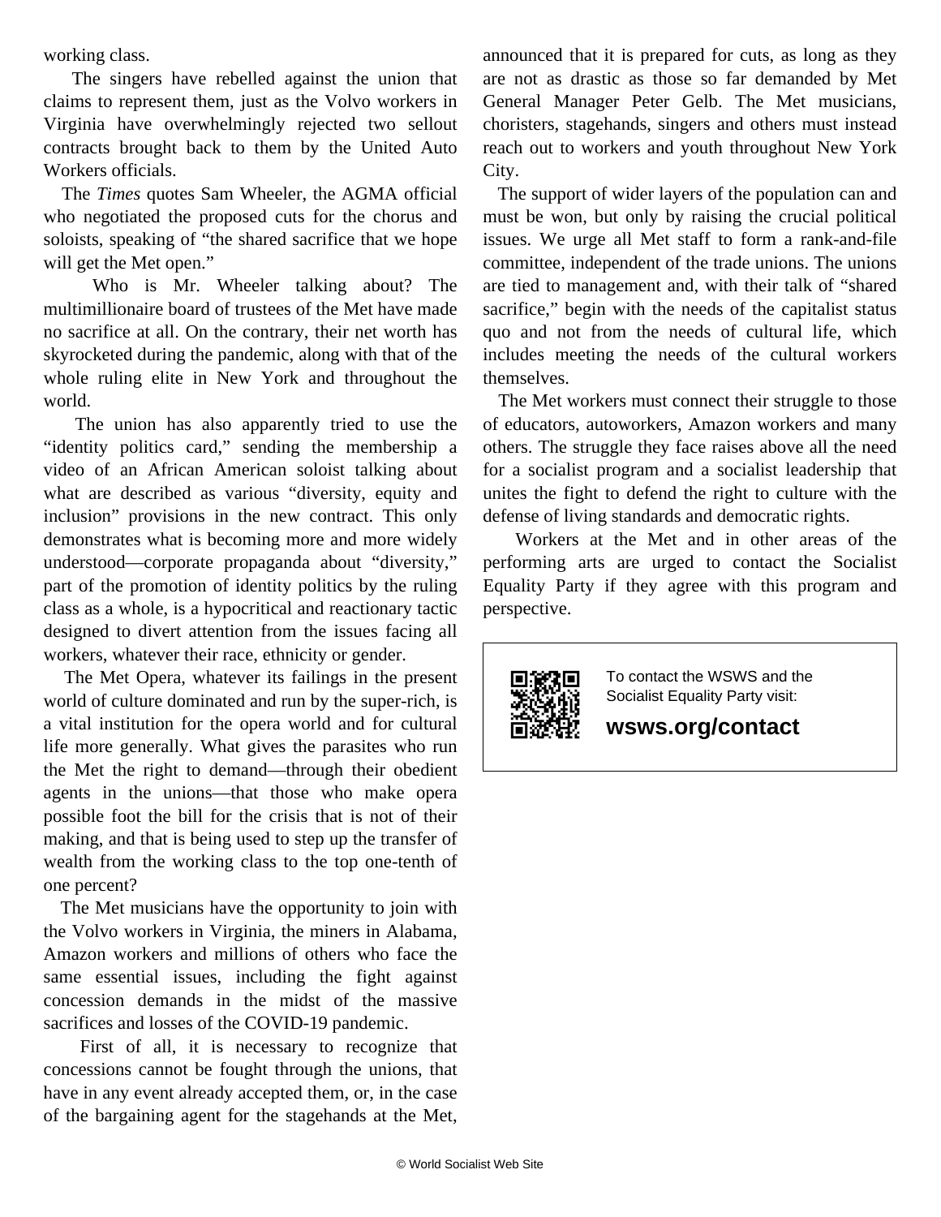working class.

The singers have rebelled against the union that claims to represent them, just as the Volvo workers in Virginia have overwhelmingly rejected two sellout contracts brought back to them by the United Auto Workers officials.

The *Times* quotes Sam Wheeler, the AGMA official who negotiated the proposed cuts for the chorus and soloists, speaking of "the shared sacrifice that we hope will get the Met open."

Who is Mr. Wheeler talking about? The multimillionaire board of trustees of the Met have made no sacrifice at all. On the contrary, their net worth has skyrocketed during the pandemic, along with that of the whole ruling elite in New York and throughout the world.

The union has also apparently tried to use the "identity politics card," sending the membership a video of an African American soloist talking about what are described as various "diversity, equity and inclusion" provisions in the new contract. This only demonstrates what is becoming more and more widely understood—corporate propaganda about "diversity," part of the promotion of identity politics by the ruling class as a whole, is a hypocritical and reactionary tactic designed to divert attention from the issues facing all workers, whatever their race, ethnicity or gender.

The Met Opera, whatever its failings in the present world of culture dominated and run by the super-rich, is a vital institution for the opera world and for cultural life more generally. What gives the parasites who run the Met the right to demand—through their obedient agents in the unions—that those who make opera possible foot the bill for the crisis that is not of their making, and that is being used to step up the transfer of wealth from the working class to the top one-tenth of one percent?

The Met musicians have the opportunity to join with the Volvo workers in Virginia, the miners in Alabama, Amazon workers and millions of others who face the same essential issues, including the fight against concession demands in the midst of the massive sacrifices and losses of the COVID-19 pandemic.

First of all, it is necessary to recognize that concessions cannot be fought through the unions, that have in any event already accepted them, or, in the case of the bargaining agent for the stagehands at the Met, announced that it is prepared for cuts, as long as they are not as drastic as those so far demanded by Met General Manager Peter Gelb. The Met musicians, choristers, stagehands, singers and others must instead reach out to workers and youth throughout New York City.

The support of wider layers of the population can and must be won, but only by raising the crucial political issues. We urge all Met staff to form a rank-and-file committee, independent of the trade unions. The unions are tied to management and, with their talk of "shared sacrifice," begin with the needs of the capitalist status quo and not from the needs of cultural life, which includes meeting the needs of the cultural workers themselves.

The Met workers must connect their struggle to those of educators, autoworkers, Amazon workers and many others. The struggle they face raises above all the need for a socialist program and a socialist leadership that unites the fight to defend the right to culture with the defense of living standards and democratic rights.

Workers at the Met and in other areas of the performing arts are urged to contact the Socialist Equality Party if they agree with this program and perspective.

To contact the WSWS and the Socialist Equality Party visit:

**wsws.org/contact**